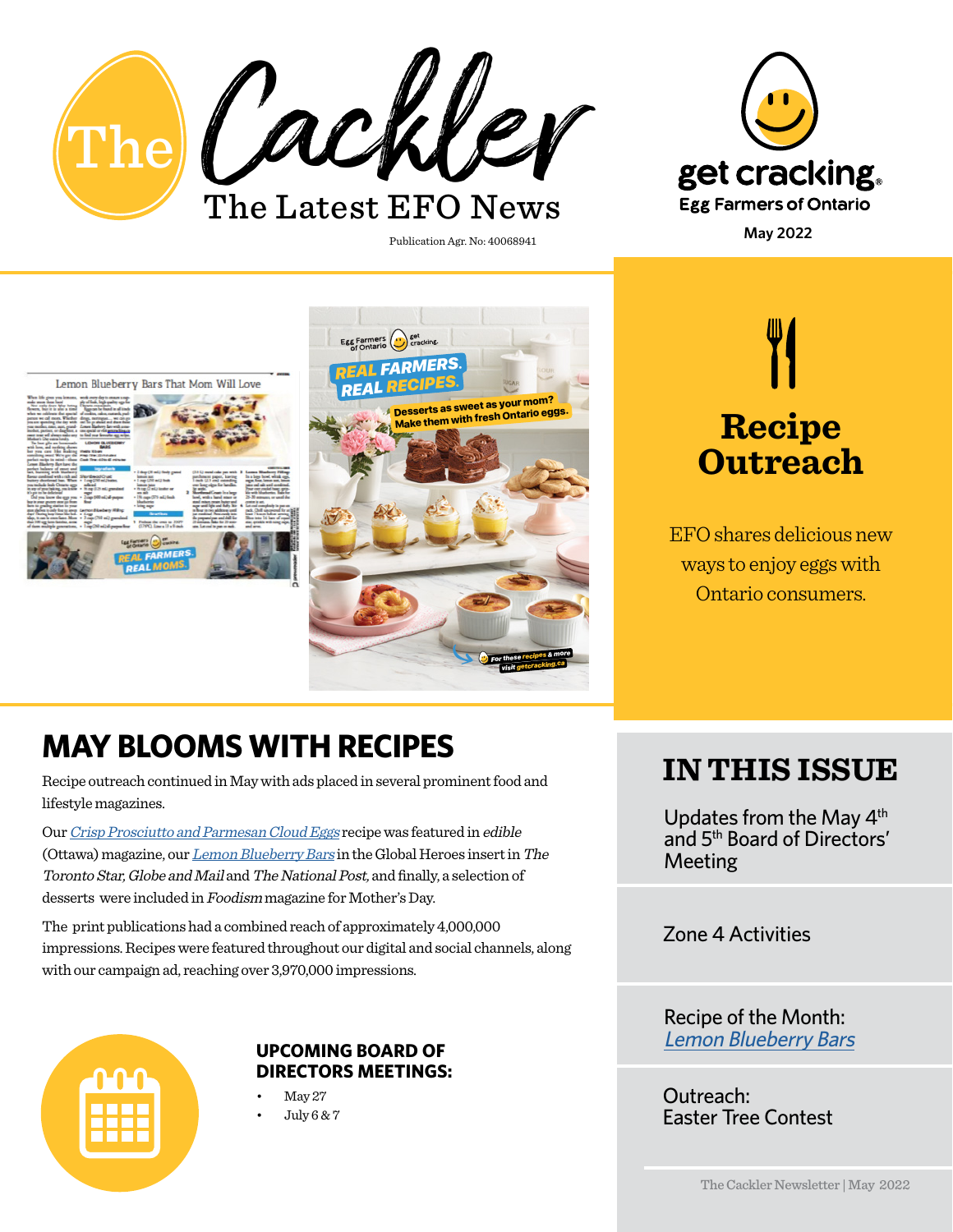# The Cackler

## The Latest EFO News

Publication Agr. No: 40068941

get cracking. Egg Farmers of Ontario

May 2022

## Recipe Outreach

EFO shares delicious new ways to enjoy eggs with Ontario consumers.

## MAY BLOOMS WITH RECIPES

Recipe outreach continued in May with ads placed in several prominent food and lifestyle magazines.

Our *Crisp Prosciutto and Parmesan Cloud Eggs* recipe was featured in *edible* (Ottawa) magazine, our *Lemon Blueberry Bars* in the Global Heroes insert in *The Toronto Star, Globe and Mail* and *The National Post,* and finally, a selection of desserts were included in *Foodism* magazine for Mother's Day.

The print publications had a combined reach of approximately 4,000,000 impressions. Recipes were featured throughout our digital and social channels, along with our campaign ad, reaching over 3,970,000 impressions.

### UPCOMING BOARD OF DIRECTORS MEETINGS:

- May 27
- July 6 & 7

## IN THIS ISSUE

Updates from the May 4th and 5th Board of Directors' Meeting

Zone 4 Activities

Recipe of the Month: *Lemon Blueberry Bars*

Outreach: Easter Tree Contest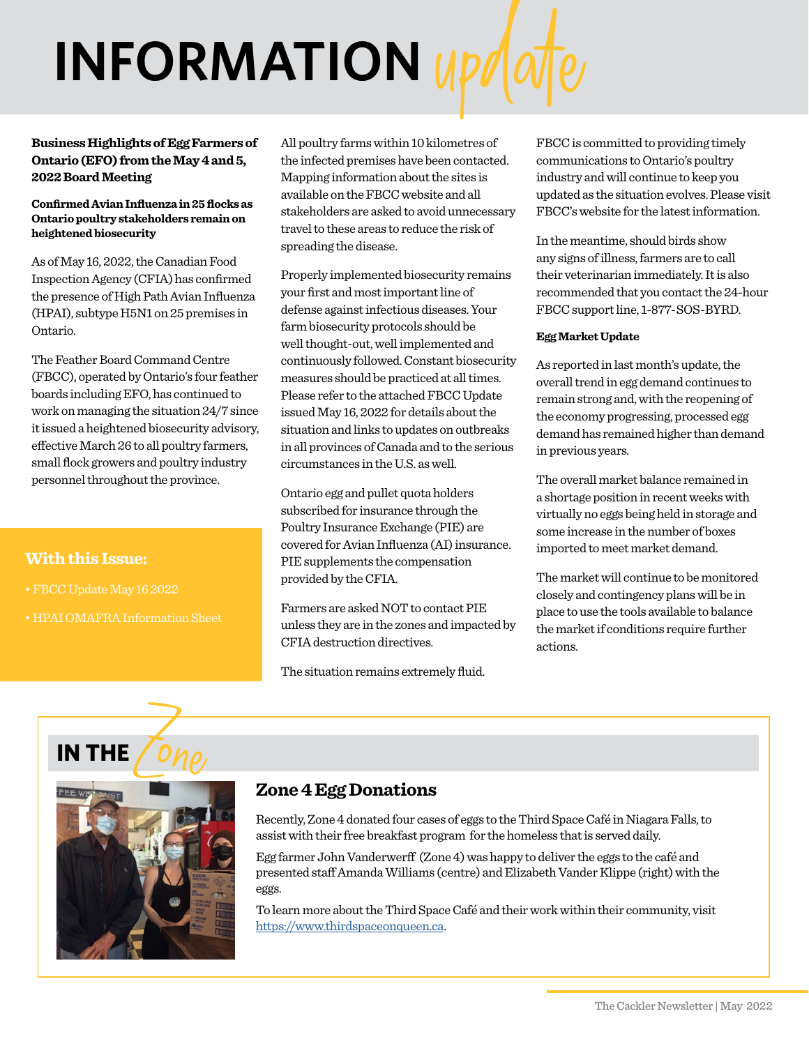# INFORMATION update

**Business Highlights of Egg Farmers of Ontario (EFO) from the May 4 and 5, 2022 Board Meeting**

**Confirmed Avian Influenza in 25 flocks as Ontario poultry stakeholders remain on heightened biosecurity**

As of May 16, 2022, the Canadian Food Inspection Agency (CFIA) has confirmed the presence of High Path Avian Influenza (HPAI), subtype H5N1 on 25 premises in Ontario.

The Feather Board Command Centre (FBCC), operated by Ontario's four feather boards including EFO, has continued to work on managing the situation 24/7 since it issued a heightened biosecurity advisory, effective March 26 to all poultry farmers, small flock growers and poultry industry personnel throughout the province.

### With this Issue:

- FBCC Update May 16 2022
- HPAI OMAFRA Information Sheet

All poultry farms within 10 kilometres of the infected premises have been contacted. Mapping information about the sites is available on the FBCC website and all stakeholders are asked to avoid unnecessary travel to these areas to reduce the risk of spreading the disease.

Properly implemented biosecurity remains your first and most important line of defense against infectious diseases. Your farm biosecurity protocols should be well thought-out, well implemented and continuously followed. Constant biosecurity measures should be practiced at all times. Please refer to the attached FBCC Update issued May 16, 2022 for details about the situation and links to updates on outbreaks in all provinces of Canada and to the serious circumstances in the U.S. as well.

Ontario egg and pullet quota holders subscribed for insurance through the Poultry Insurance Exchange (PIE) are covered for Avian Influenza (AI) insurance. PIE supplements the compensation provided by the CFIA.

Farmers are asked NOT to contact PIE unless they are in the zones and impacted by CFIA destruction directives.

The situation remains extremely fluid.

FBCC is committed to providing timely communications to Ontario's poultry industry and will continue to keep you updated as the situation evolves. Please visit FBCC's website for the latest information.

In the meantime, should birds show any signs of illness, farmers are to call their veterinarian immediately. It is also recommended that you contact the 24-hour FBCC support line, 1-877-SOS-BYRD.

**Egg Market Update**

As reported in last month's update, the overall trend in egg demand continues to remain strong and, with the reopening of the economy progressing, processed egg demand has remained higher than demand in previous years.

The overall market balance remained in a shortage position in recent weeks with virtually no eggs being held in storage and some increase in the number of boxes imported to meet market demand.

The market will continue to be monitored closely and contingency plans will be in place to use the tools available to balance the market if conditions require further actions.

## IN THE Zone

### Zone 4 Egg Donations

Recently, Zone 4 donated four cases of eggs to the Third Space Café in Niagara Falls, to assist with their free breakfast program for the homeless that is served daily.

Egg farmer John Vanderwerff (Zone 4) was happy to deliver the eggs to the café and presented staff Amanda Williams (centre) and Elizabeth Vander Klippe (right) with the eggs.

To learn more about the Third Space Café and their work within their community, visit https://www.thirdspaceonqueen.ca.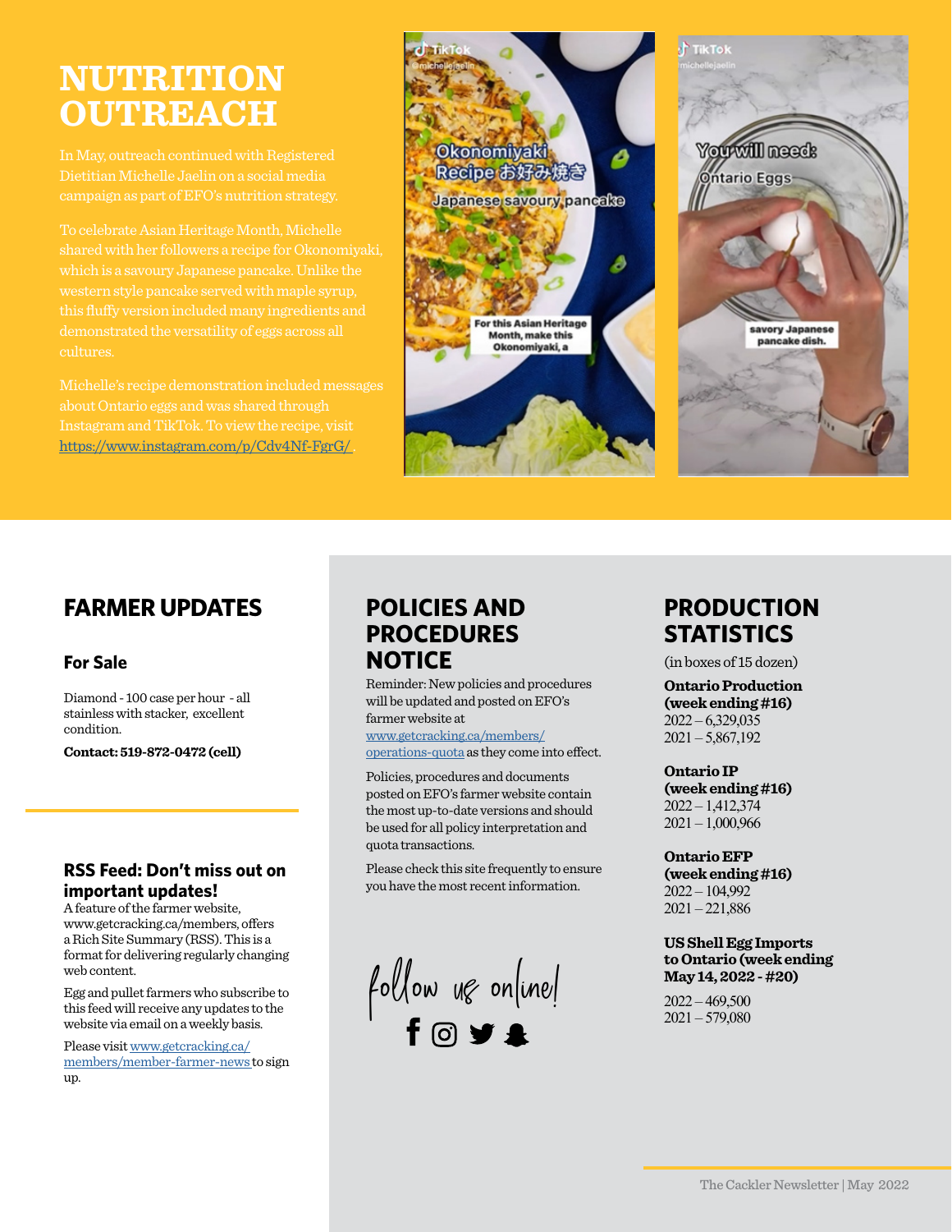# NUTRITION OUTREACH

In May, outreach continued with Registered Dietitian Michelle Jaelin on a social media campaign as part of EFO's nutrition strategy.

To celebrate Asian Heritage Month, Michelle shared with her followers a recipe for Okonomiyaki, which is a savoury Japanese pancake. Unlike the western style pancake served with maple syrup, this fluffy version included many ingredients and demonstrated the versatility of eggs across all cultures.

Michelle's recipe demonstration included messages about Ontario eggs and was shared through Instagram and TikTok. To view the recipe, visit https://www.instagram.com/p/Cdv4Nf-FgrG/

## FARMER UPDATES

### For Sale

Diamond - 100 case per hour - all stainless with stacker, excellent condition.

**Contact: 519-872-0472 (cell)**

### RSS Feed: Don't miss out on important updates!

A feature of the farmer website, www.getcracking.ca/members, offers a Rich Site Summary (RSS). This is a format for delivering regularly changing web content.

Egg and pullet farmers who subscribe to this feed will receive any updates to the website via email on a weekly basis.

Please visit www.getcracking.ca/members/member-farmer-news to sign up.

## POLICIES AND PROCEDURES NOTICE

Reminder: New policies and procedures will be updated and posted on EFO's farmer website at www.getcracking.ca/members/operations-quota as they come into effect.

Policies, procedures and documents posted on EFO's farmer website contain the most up-to-date versions and should be used for all policy interpretation and quota transactions.

Please check this site frequently to ensure you have the most recent information.

follow us online!

## PRODUCTION STATISTICS

(in boxes of 15 dozen)

**Ontario Production (week ending #16)**
2022 – 6,329,035
2021 – 5,867,192

**Ontario IP (week ending #16)**
2022 – 1,412,374
2021 – 1,000,966

**Ontario EFP (week ending #16)**
2022 – 104,992
2021 – 221,886

**US Shell Egg Imports to Ontario (week ending May 14, 2022 - #20)**
2022 – 469,500
2021 – 579,080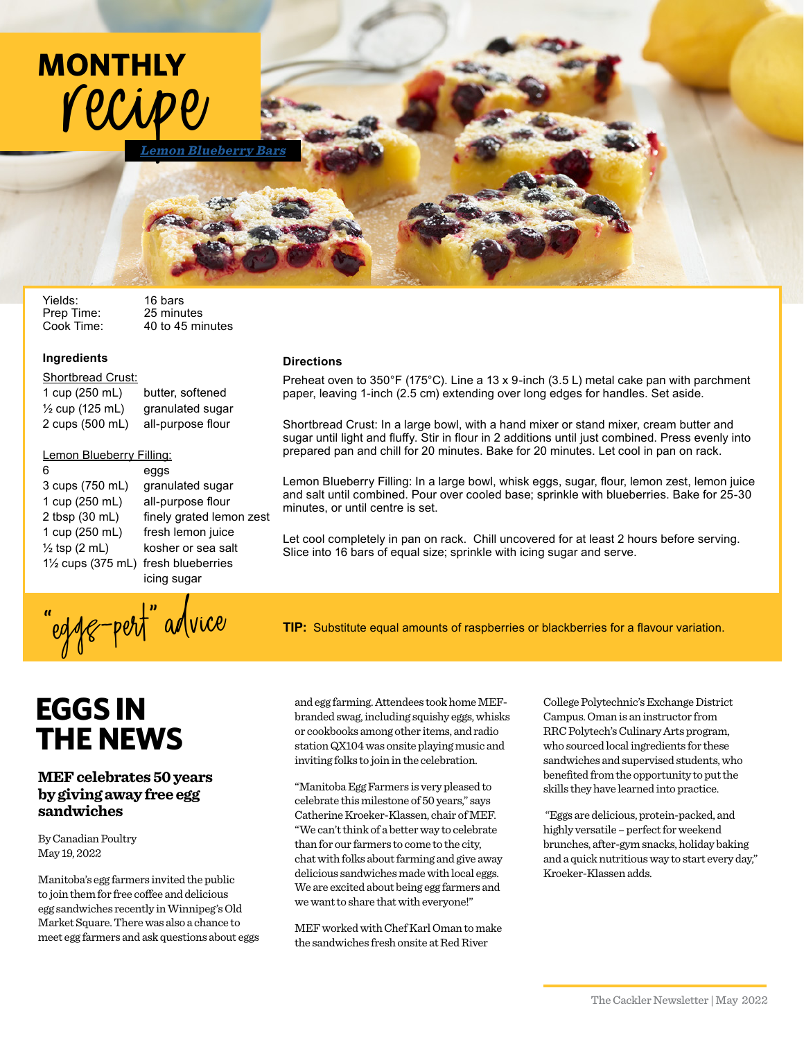# MONTHLY recipe

## Lemon Blueberry Bars

| | |
|---|---|
| Yields: | 16 bars |
| Prep Time: | 25 minutes |
| Cook Time: | 40 to 45 minutes |

### Ingredients

Shortbread Crust:

| | |
|---|---|
| 1 cup (250 mL) | butter, softened |
| ½ cup (125 mL) | granulated sugar |
| 2 cups (500 mL) | all-purpose flour |

Lemon Blueberry Filling:

| | |
|---|---|
| 6 | eggs |
| 3 cups (750 mL) | granulated sugar |
| 1 cup (250 mL) | all-purpose flour |
| 2 tbsp (30 mL) | finely grated lemon zest |
| 1 cup (250 mL) | fresh lemon juice |
| ½ tsp (2 mL) | kosher or sea salt |
| 1½ cups (375 mL) | fresh blueberries |
| | icing sugar |

### Directions

Preheat oven to 350°F (175°C). Line a 13 x 9-inch (3.5 L) metal cake pan with parchment paper, leaving 1-inch (2.5 cm) extending over long edges for handles. Set aside.

Shortbread Crust: In a large bowl, with a hand mixer or stand mixer, cream butter and sugar until light and fluffy. Stir in flour in 2 additions until just combined. Press evenly into prepared pan and chill for 20 minutes. Bake for 20 minutes. Let cool in pan on rack.

Lemon Blueberry Filling: In a large bowl, whisk eggs, sugar, flour, lemon zest, lemon juice and salt until combined. Pour over cooled base; sprinkle with blueberries. Bake for 25-30 minutes, or until centre is set.

Let cool completely in pan on rack. Chill uncovered for at least 2 hours before serving. Slice into 16 bars of equal size; sprinkle with icing sugar and serve.

### "egg-pert" advice

**TIP:** Substitute equal amounts of raspberries or blackberries for a flavour variation.

# EGGS IN THE NEWS

## MEF celebrates 50 years by giving away free egg sandwiches

By Canadian Poultry
May 19, 2022

Manitoba's egg farmers invited the public to join them for free coffee and delicious egg sandwiches recently in Winnipeg's Old Market Square. There was also a chance to meet egg farmers and ask questions about eggs and egg farming. Attendees took home MEF-branded swag, including squishy eggs, whisks or cookbooks among other items, and radio station QX104 was onsite playing music and inviting folks to join in the celebration.

"Manitoba Egg Farmers is very pleased to celebrate this milestone of 50 years," says Catherine Kroeker-Klassen, chair of MEF. "We can't think of a better way to celebrate than for our farmers to come to the city, chat with folks about farming and give away delicious sandwiches made with local eggs. We are excited about being egg farmers and we want to share that with everyone!"

MEF worked with Chef Karl Oman to make the sandwiches fresh onsite at Red River College Polytechnic's Exchange District Campus. Oman is an instructor from RRC Polytech's Culinary Arts program, who sourced local ingredients for these sandwiches and supervised students, who benefited from the opportunity to put the skills they have learned into practice.

"Eggs are delicious, protein-packed, and highly versatile – perfect for weekend brunches, after-gym snacks, holiday baking and a quick nutritious way to start every day," Kroeker-Klassen adds.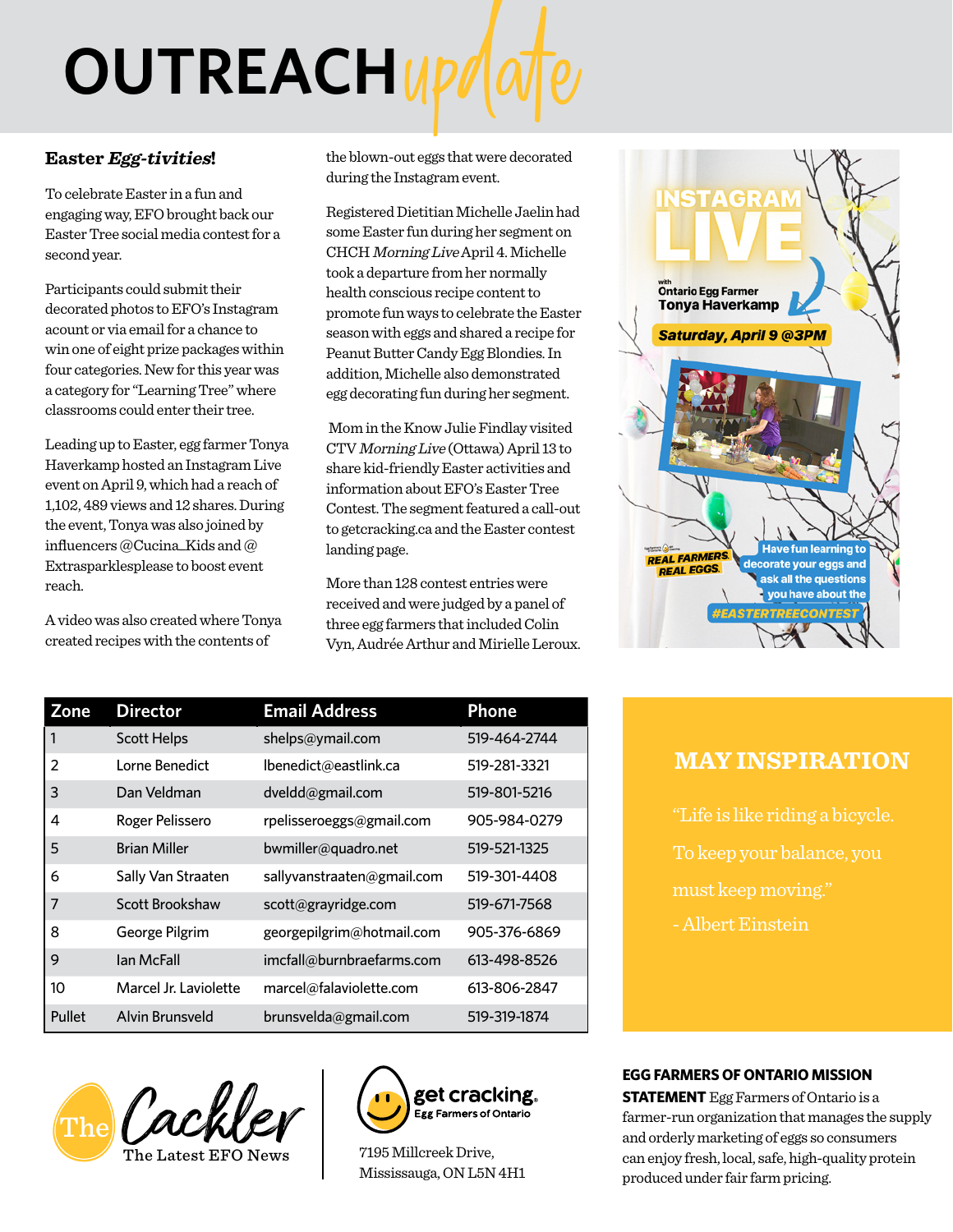# OUTREACH update

## Easter *Egg-tivities*!

To celebrate Easter in a fun and engaging way, EFO brought back our Easter Tree social media contest for a second year.

Participants could submit their decorated photos to EFO's Instagram acount or via email for a chance to win one of eight prize packages within four categories. New for this year was a category for "Learning Tree" where classrooms could enter their tree.

Leading up to Easter, egg farmer Tonya Haverkamp hosted an Instagram Live event on April 9, which had a reach of 1,102, 489 views and 12 shares. During the event, Tonya was also joined by influencers @Cucina_Kids and @ Extrasparklesplease to boost event reach.

A video was also created where Tonya created recipes with the contents of the blown-out eggs that were decorated during the Instagram event.

Registered Dietitian Michelle Jaelin had some Easter fun during her segment on CHCH *Morning Live* April 4. Michelle took a departure from her normally health conscious recipe content to promote fun ways to celebrate the Easter season with eggs and shared a recipe for Peanut Butter Candy Egg Blondies. In addition, Michelle also demonstrated egg decorating fun during her segment.

Mom in the Know Julie Findlay visited CTV *Morning Live* (Ottawa) April 13 to share kid-friendly Easter activities and information about EFO's Easter Tree Contest. The segment featured a call-out to getcracking.ca and the Easter contest landing page.

More than 128 contest entries were received and were judged by a panel of three egg farmers that included Colin Vyn, Audrée Arthur and Mirielle Leroux.

INSTAGRAM LIVE

with Ontario Egg Farmer Tonya Haverkamp

Saturday, April 9 @3PM

REAL FARMERS. REAL EGGS.

Have fun learning to decorate your eggs and ask all the questions you have about the

#EASTERTREECONTEST

| Zone | Director | Email Address | Phone |
|---|---|---|---|
| 1 | Scott Helps | shelps@ymail.com | 519-464-2744 |
| 2 | Lorne Benedict | lbenedict@eastlink.ca | 519-281-3321 |
| 3 | Dan Veldman | dveldd@gmail.com | 519-801-5216 |
| 4 | Roger Pelissero | rpelisseroeggs@gmail.com | 905-984-0279 |
| 5 | Brian Miller | bwmiller@quadro.net | 519-521-1325 |
| 6 | Sally Van Straaten | sallyvanstraaten@gmail.com | 519-301-4408 |
| 7 | Scott Brookshaw | scott@grayridge.com | 519-671-7568 |
| 8 | George Pilgrim | georgepilgrim@hotmail.com | 905-376-6869 |
| 9 | Ian McFall | imcfall@burnbraefarms.com | 613-498-8526 |
| 10 | Marcel Jr. Laviolette | marcel@falaviolette.com | 613-806-2847 |
| Pullet | Alvin Brunsveld | brunsvelda@gmail.com | 519-319-1874 |

## MAY INSPIRATION

"Life is like riding a bicycle. To keep your balance, you must keep moving."

- Albert Einstein

The Cackler
The Latest EFO News

get cracking. Egg Farmers of Ontario

7195 Millcreek Drive,
Mississauga, ON L5N 4H1

**EGG FARMERS OF ONTARIO MISSION STATEMENT** Egg Farmers of Ontario is a farmer-run organization that manages the supply and orderly marketing of eggs so consumers can enjoy fresh, local, safe, high-quality protein produced under fair farm pricing.